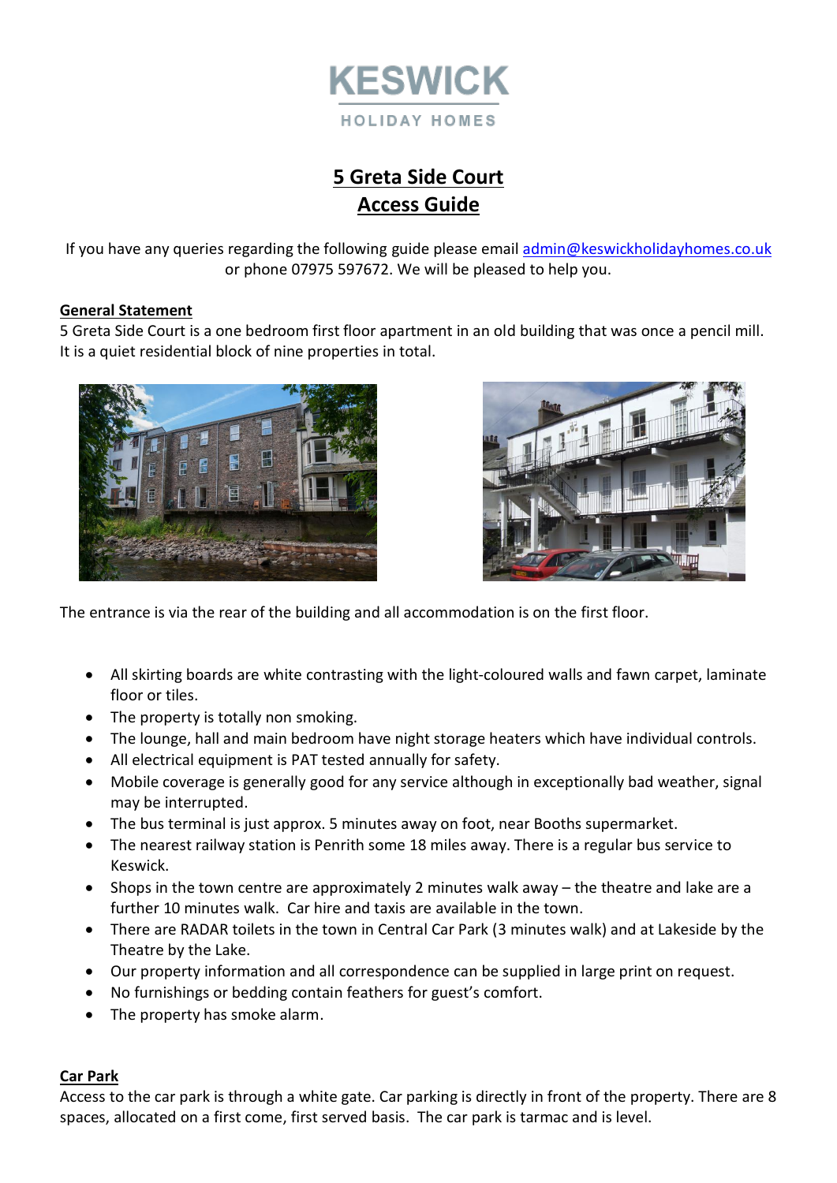KESWICK

HOLIDAY HOMES

# 5 Greta Side Court
# Access Guide

If you have any queries regarding the following guide please email admin@keswickholidayhomes.co.uk or phone 07975 597672. We will be pleased to help you.

## General Statement

5 Greta Side Court is a one bedroom first floor apartment in an old building that was once a pencil mill. It is a quiet residential block of nine properties in total.

The entrance is via the rear of the building and all accommodation is on the first floor.

- All skirting boards are white contrasting with the light-coloured walls and fawn carpet, laminate floor or tiles.
- The property is totally non smoking.
- The lounge, hall and main bedroom have night storage heaters which have individual controls.
- All electrical equipment is PAT tested annually for safety.
- Mobile coverage is generally good for any service although in exceptionally bad weather, signal may be interrupted.
- The bus terminal is just approx. 5 minutes away on foot, near Booths supermarket.
- The nearest railway station is Penrith some 18 miles away. There is a regular bus service to Keswick.
- Shops in the town centre are approximately 2 minutes walk away – the theatre and lake are a further 10 minutes walk. Car hire and taxis are available in the town.
- There are RADAR toilets in the town in Central Car Park (3 minutes walk) and at Lakeside by the Theatre by the Lake.
- Our property information and all correspondence can be supplied in large print on request.
- No furnishings or bedding contain feathers for guest's comfort.
- The property has smoke alarm.

## Car Park

Access to the car park is through a white gate. Car parking is directly in front of the property. There are 8 spaces, allocated on a first come, first served basis. The car park is tarmac and is level.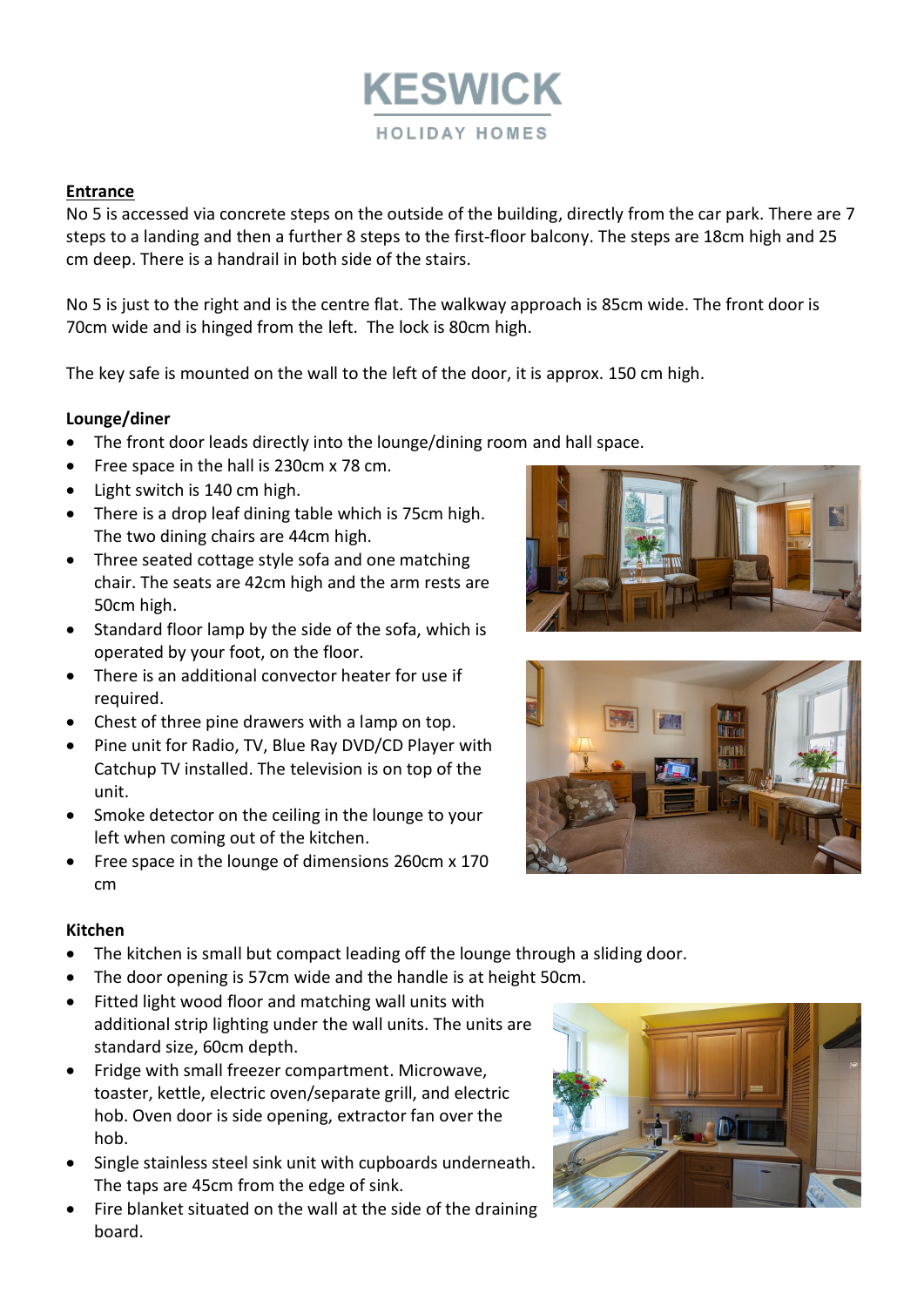# KESWICK

HOLIDAY HOMES

**Entrance**

No 5 is accessed via concrete steps on the outside of the building, directly from the car park. There are 7 steps to a landing and then a further 8 steps to the first-floor balcony. The steps are 18cm high and 25 cm deep. There is a handrail in both side of the stairs.

No 5 is just to the right and is the centre flat. The walkway approach is 85cm wide. The front door is 70cm wide and is hinged from the left. The lock is 80cm high.

The key safe is mounted on the wall to the left of the door, it is approx. 150 cm high.

**Lounge/diner**

- The front door leads directly into the lounge/dining room and hall space.
- Free space in the hall is 230cm x 78 cm.
- Light switch is 140 cm high.
- There is a drop leaf dining table which is 75cm high. The two dining chairs are 44cm high.
- Three seated cottage style sofa and one matching chair. The seats are 42cm high and the arm rests are 50cm high.
- Standard floor lamp by the side of the sofa, which is operated by your foot, on the floor.
- There is an additional convector heater for use if required.
- Chest of three pine drawers with a lamp on top.
- Pine unit for Radio, TV, Blue Ray DVD/CD Player with Catchup TV installed. The television is on top of the unit.
- Smoke detector on the ceiling in the lounge to your left when coming out of the kitchen.
- Free space in the lounge of dimensions 260cm x 170 cm

**Kitchen**

- The kitchen is small but compact leading off the lounge through a sliding door.
- The door opening is 57cm wide and the handle is at height 50cm.
- Fitted light wood floor and matching wall units with additional strip lighting under the wall units. The units are standard size, 60cm depth.
- Fridge with small freezer compartment. Microwave, toaster, kettle, electric oven/separate grill, and electric hob. Oven door is side opening, extractor fan over the hob.
- Single stainless steel sink unit with cupboards underneath. The taps are 45cm from the edge of sink.
- Fire blanket situated on the wall at the side of the draining board.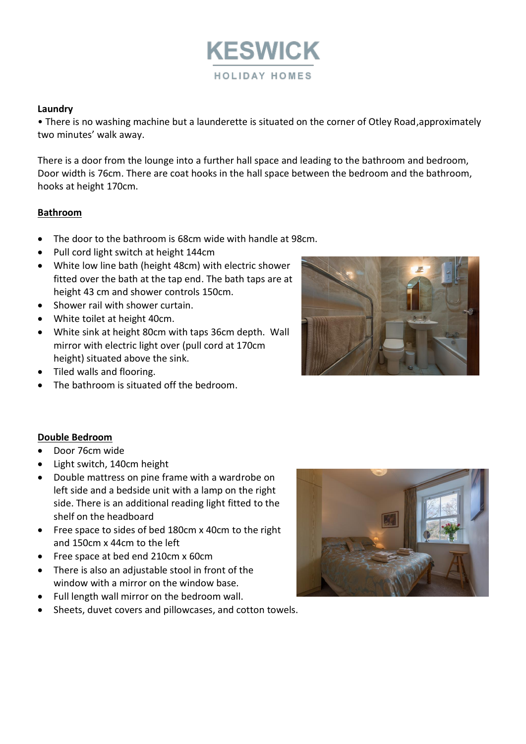**Laundry**

• There is no washing machine but a launderette is situated on the corner of Otley Road,approximately two minutes' walk away.

There is a door from the lounge into a further hall space and leading to the bathroom and bedroom, Door width is 76cm. There are coat hooks in the hall space between the bedroom and the bathroom, hooks at height 170cm.

## Bathroom

- The door to the bathroom is 68cm wide with handle at 98cm.
- Pull cord light switch at height 144cm
- White low line bath (height 48cm) with electric shower fitted over the bath at the tap end. The bath taps are at height 43 cm and shower controls 150cm.
- Shower rail with shower curtain.
- White toilet at height 40cm.
- White sink at height 80cm with taps 36cm depth. Wall mirror with electric light over (pull cord at 170cm height) situated above the sink.
- Tiled walls and flooring.
- The bathroom is situated off the bedroom.

## Double Bedroom

- Door 76cm wide
- Light switch, 140cm height
- Double mattress on pine frame with a wardrobe on left side and a bedside unit with a lamp on the right side. There is an additional reading light fitted to the shelf on the headboard
- Free space to sides of bed 180cm x 40cm to the right and 150cm x 44cm to the left
- Free space at bed end 210cm x 60cm
- There is also an adjustable stool in front of the window with a mirror on the window base.
- Full length wall mirror on the bedroom wall.
- Sheets, duvet covers and pillowcases, and cotton towels.